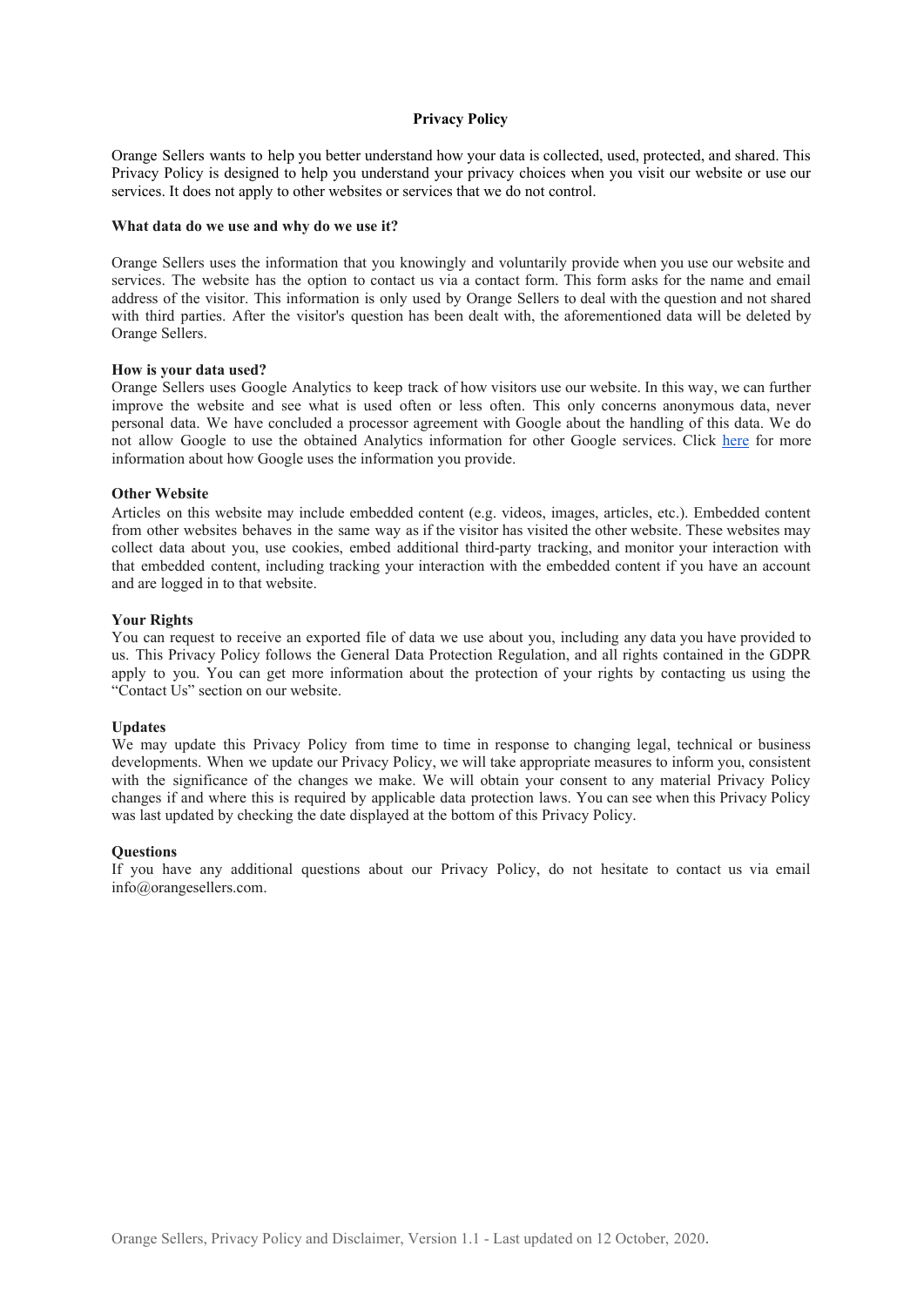# Privacy Policy

Orange Sellers wants to help you better understand how your data is collected, used, protected, and shared. This Privacy Policy is designed to help you understand your privacy choices when you visit our website or use our services. It does not apply to other websites or services that we do not control.

**What data do we use and why do we use it?**

Orange Sellers uses the information that you knowingly and voluntarily provide when you use our website and services. The website has the option to contact us via a contact form. This form asks for the name and email address of the visitor. This information is only used by Orange Sellers to deal with the question and not shared with third parties. After the visitor's question has been dealt with, the aforementioned data will be deleted by Orange Sellers.

**How is your data used?**

Orange Sellers uses Google Analytics to keep track of how visitors use our website. In this way, we can further improve the website and see what is used often or less often. This only concerns anonymous data, never personal data. We have concluded a processor agreement with Google about the handling of this data. We do not allow Google to use the obtained Analytics information for other Google services. Click here for more information about how Google uses the information you provide.

**Other Website**

Articles on this website may include embedded content (e.g. videos, images, articles, etc.). Embedded content from other websites behaves in the same way as if the visitor has visited the other website. These websites may collect data about you, use cookies, embed additional third-party tracking, and monitor your interaction with that embedded content, including tracking your interaction with the embedded content if you have an account and are logged in to that website.

**Your Rights**

You can request to receive an exported file of data we use about you, including any data you have provided to us. This Privacy Policy follows the General Data Protection Regulation, and all rights contained in the GDPR apply to you. You can get more information about the protection of your rights by contacting us using the "Contact Us" section on our website.

**Updates**

We may update this Privacy Policy from time to time in response to changing legal, technical or business developments. When we update our Privacy Policy, we will take appropriate measures to inform you, consistent with the significance of the changes we make. We will obtain your consent to any material Privacy Policy changes if and where this is required by applicable data protection laws. You can see when this Privacy Policy was last updated by checking the date displayed at the bottom of this Privacy Policy.

**Questions**

If you have any additional questions about our Privacy Policy, do not hesitate to contact us via email info@orangesellers.com.

Orange Sellers, Privacy Policy and Disclaimer, Version 1.1 - Last updated on 12 October, 2020.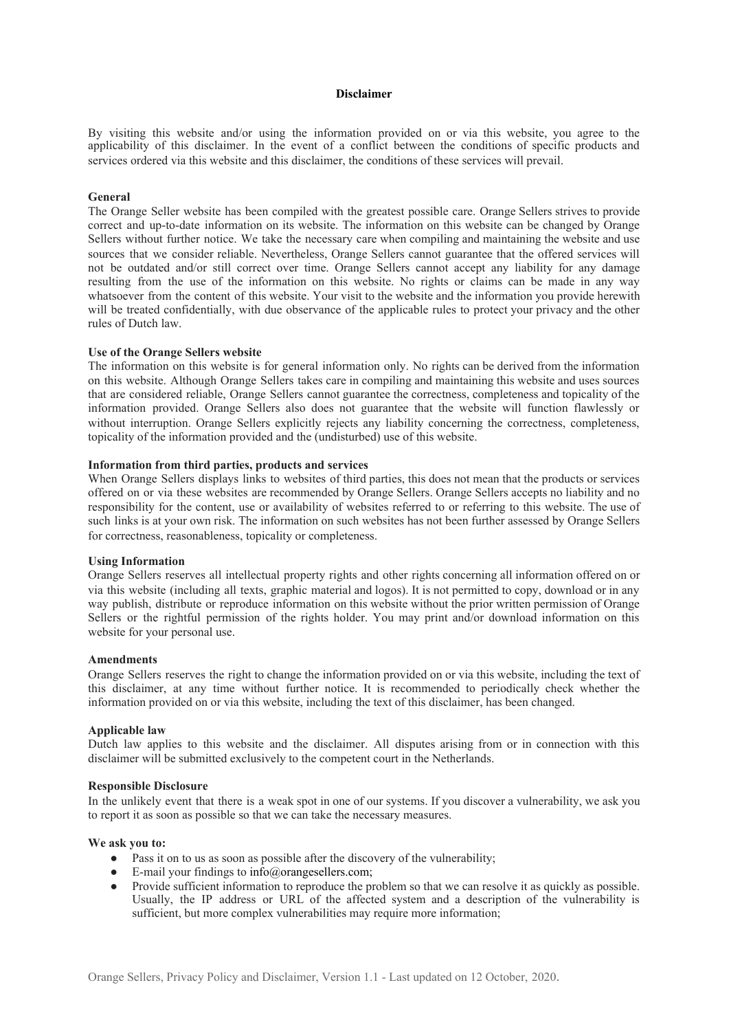## Disclaimer

By visiting this website and/or using the information provided on or via this website, you agree to the applicability of this disclaimer. In the event of a conflict between the conditions of specific products and services ordered via this website and this disclaimer, the conditions of these services will prevail.

### General

The Orange Seller website has been compiled with the greatest possible care. Orange Sellers strives to provide correct and up-to-date information on its website. The information on this website can be changed by Orange Sellers without further notice. We take the necessary care when compiling and maintaining the website and use sources that we consider reliable. Nevertheless, Orange Sellers cannot guarantee that the offered services will not be outdated and/or still correct over time. Orange Sellers cannot accept any liability for any damage resulting from the use of the information on this website. No rights or claims can be made in any way whatsoever from the content of this website. Your visit to the website and the information you provide herewith will be treated confidentially, with due observance of the applicable rules to protect your privacy and the other rules of Dutch law.

### Use of the Orange Sellers website

The information on this website is for general information only. No rights can be derived from the information on this website. Although Orange Sellers takes care in compiling and maintaining this website and uses sources that are considered reliable, Orange Sellers cannot guarantee the correctness, completeness and topicality of the information provided. Orange Sellers also does not guarantee that the website will function flawlessly or without interruption. Orange Sellers explicitly rejects any liability concerning the correctness, completeness, topicality of the information provided and the (undisturbed) use of this website.

### Information from third parties, products and services

When Orange Sellers displays links to websites of third parties, this does not mean that the products or services offered on or via these websites are recommended by Orange Sellers. Orange Sellers accepts no liability and no responsibility for the content, use or availability of websites referred to or referring to this website. The use of such links is at your own risk. The information on such websites has not been further assessed by Orange Sellers for correctness, reasonableness, topicality or completeness.

### Using Information

Orange Sellers reserves all intellectual property rights and other rights concerning all information offered on or via this website (including all texts, graphic material and logos). It is not permitted to copy, download or in any way publish, distribute or reproduce information on this website without the prior written permission of Orange Sellers or the rightful permission of the rights holder. You may print and/or download information on this website for your personal use.

### Amendments

Orange Sellers reserves the right to change the information provided on or via this website, including the text of this disclaimer, at any time without further notice. It is recommended to periodically check whether the information provided on or via this website, including the text of this disclaimer, has been changed.

### Applicable law

Dutch law applies to this website and the disclaimer. All disputes arising from or in connection with this disclaimer will be submitted exclusively to the competent court in the Netherlands.

### Responsible Disclosure

In the unlikely event that there is a weak spot in one of our systems. If you discover a vulnerability, we ask you to report it as soon as possible so that we can take the necessary measures.

**We ask you to:**

- Pass it on to us as soon as possible after the discovery of the vulnerability;
- E-mail your findings to info@orangesellers.com;
- Provide sufficient information to reproduce the problem so that we can resolve it as quickly as possible. Usually, the IP address or URL of the affected system and a description of the vulnerability is sufficient, but more complex vulnerabilities may require more information;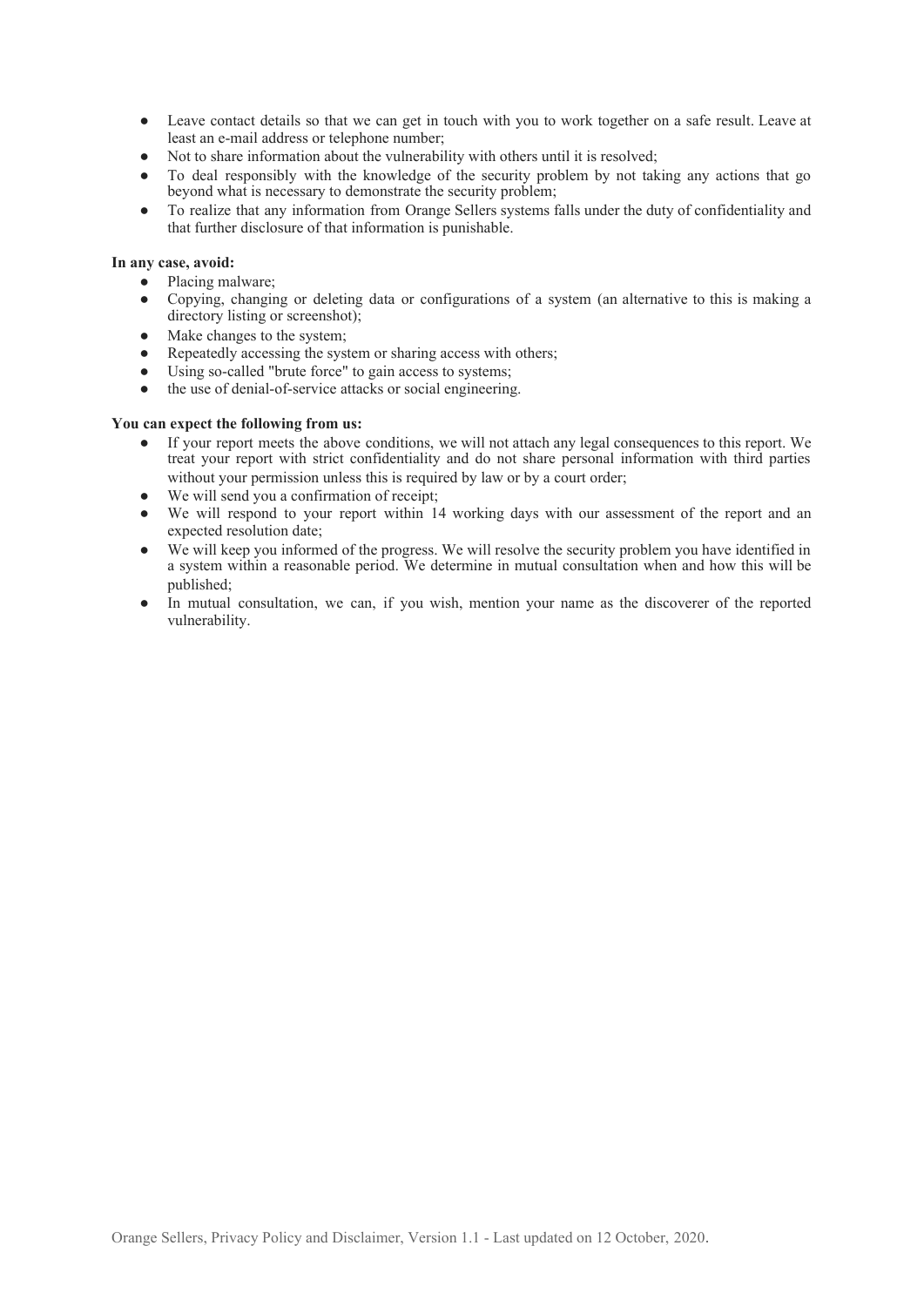- Leave contact details so that we can get in touch with you to work together on a safe result. Leave at least an e-mail address or telephone number;
- Not to share information about the vulnerability with others until it is resolved;
- To deal responsibly with the knowledge of the security problem by not taking any actions that go beyond what is necessary to demonstrate the security problem;
- To realize that any information from Orange Sellers systems falls under the duty of confidentiality and that further disclosure of that information is punishable.

**In any case, avoid:**

- Placing malware;
- Copying, changing or deleting data or configurations of a system (an alternative to this is making a directory listing or screenshot);
- Make changes to the system;
- Repeatedly accessing the system or sharing access with others;
- Using so-called "brute force" to gain access to systems;
- the use of denial-of-service attacks or social engineering.

**You can expect the following from us:**

- If your report meets the above conditions, we will not attach any legal consequences to this report. We treat your report with strict confidentiality and do not share personal information with third parties without your permission unless this is required by law or by a court order;
- We will send you a confirmation of receipt;
- We will respond to your report within 14 working days with our assessment of the report and an expected resolution date;
- We will keep you informed of the progress. We will resolve the security problem you have identified in a system within a reasonable period. We determine in mutual consultation when and how this will be published;
- In mutual consultation, we can, if you wish, mention your name as the discoverer of the reported vulnerability.